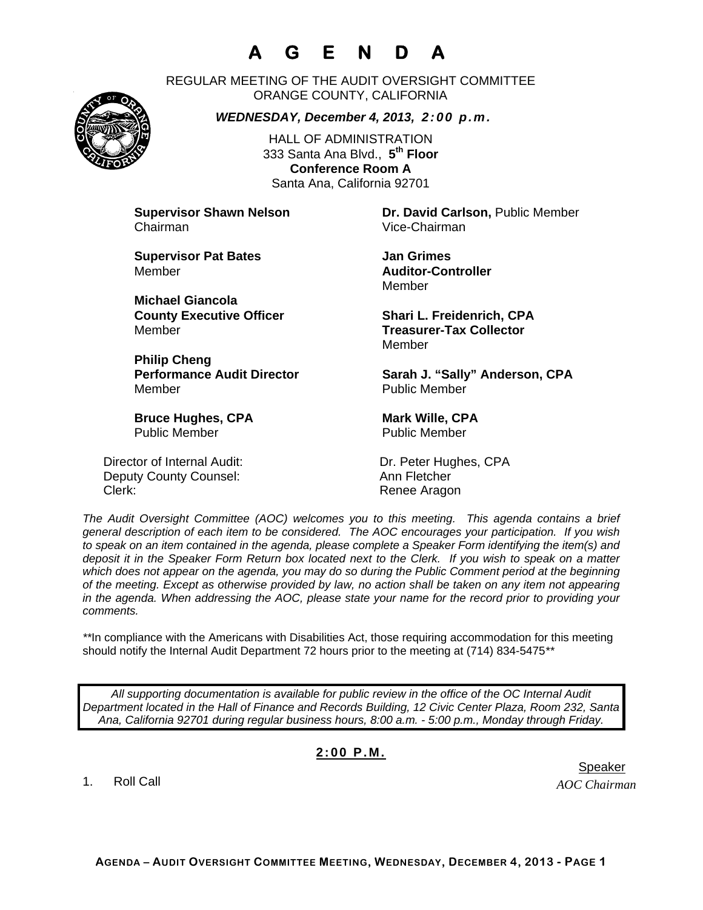# A G E N D A

REGULAR MEETING OF THE AUDIT OVERSIGHT COMMITTEE
ORANGE COUNTY, CALIFORNIA

***WEDNESDAY, December 4, 2013, 2:00 p.m.***

HALL OF ADMINISTRATION
333 Santa Ana Blvd., **5th Floor**
**Conference Room A**
Santa Ana, California 92701

**Supervisor Shawn Nelson**
Chairman

**Dr. David Carlson,** Public Member
Vice-Chairman

**Supervisor Pat Bates**
Member

**Jan Grimes**
**Auditor-Controller**
Member

**Michael Giancola**
**County Executive Officer**
Member

**Shari L. Freidenrich, CPA**
**Treasurer-Tax Collector**
Member

**Philip Cheng**
**Performance Audit Director**
Member

**Sarah J. "Sally" Anderson, CPA**
Public Member

**Bruce Hughes, CPA**
Public Member

**Mark Wille, CPA**
Public Member

Director of Internal Audit: Dr. Peter Hughes, CPA
Deputy County Counsel: Ann Fletcher
Clerk: Renee Aragon

*The Audit Oversight Committee (AOC) welcomes you to this meeting. This agenda contains a brief general description of each item to be considered. The AOC encourages your participation. If you wish to speak on an item contained in the agenda, please complete a Speaker Form identifying the item(s) and deposit it in the Speaker Form Return box located next to the Clerk. If you wish to speak on a matter which does not appear on the agenda, you may do so during the Public Comment period at the beginning of the meeting. Except as otherwise provided by law, no action shall be taken on any item not appearing in the agenda. When addressing the AOC, please state your name for the record prior to providing your comments.*

\*\*In compliance with the Americans with Disabilities Act, those requiring accommodation for this meeting should notify the Internal Audit Department 72 hours prior to the meeting at (714) 834-5475\*\*

*All supporting documentation is available for public review in the office of the OC Internal Audit Department located in the Hall of Finance and Records Building, 12 Civic Center Plaza, Room 232, Santa Ana, California 92701 during regular business hours, 8:00 a.m. - 5:00 p.m., Monday through Friday.*

**2:00 P.M.**

Speaker

1. Roll Call — *AOC Chairman*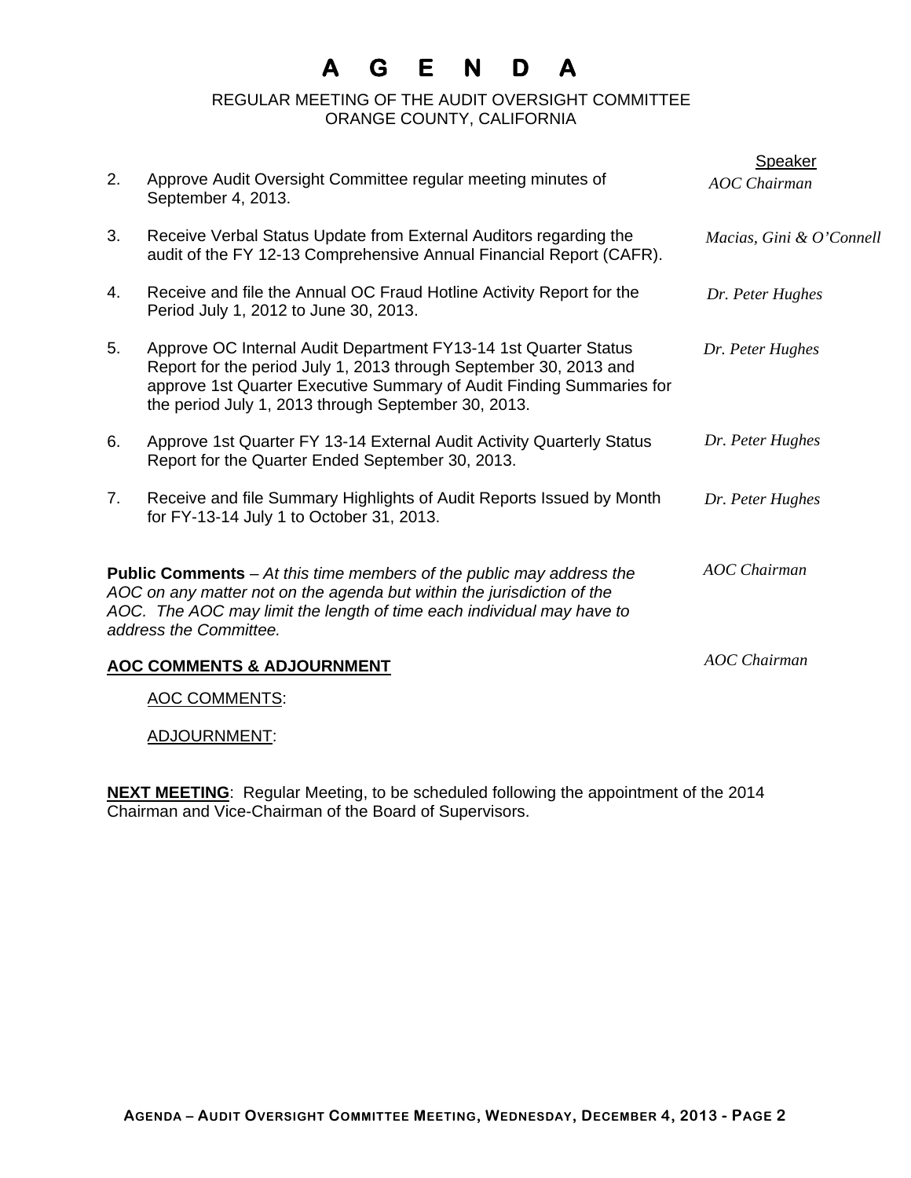# A G E N D A

REGULAR MEETING OF THE AUDIT OVERSIGHT COMMITTEE
ORANGE COUNTY, CALIFORNIA

| | | Speaker |
|---|---|---|
| 2. | Approve Audit Oversight Committee regular meeting minutes of September 4, 2013. | *AOC Chairman* |
| 3. | Receive Verbal Status Update from External Auditors regarding the audit of the FY 12-13 Comprehensive Annual Financial Report (CAFR). | *Macias, Gini & O'Connell* |
| 4. | Receive and file the Annual OC Fraud Hotline Activity Report for the Period July 1, 2012 to June 30, 2013. | *Dr. Peter Hughes* |
| 5. | Approve OC Internal Audit Department FY13-14 1st Quarter Status Report for the period July 1, 2013 through September 30, 2013 and approve 1st Quarter Executive Summary of Audit Finding Summaries for the period July 1, 2013 through September 30, 2013. | *Dr. Peter Hughes* |
| 6. | Approve 1st Quarter FY 13-14 External Audit Activity Quarterly Status Report for the Quarter Ended September 30, 2013. | *Dr. Peter Hughes* |
| 7. | Receive and file Summary Highlights of Audit Reports Issued by Month for FY-13-14 July 1 to October 31, 2013. | *Dr. Peter Hughes* |

**Public Comments** – *At this time members of the public may address the AOC on any matter not on the agenda but within the jurisdiction of the AOC. The AOC may limit the length of time each individual may have to address the Committee.* — *AOC Chairman*

**AOC COMMENTS & ADJOURNMENT** — *AOC Chairman*

AOC COMMENTS:

ADJOURNMENT:

**NEXT MEETING**: Regular Meeting, to be scheduled following the appointment of the 2014 Chairman and Vice-Chairman of the Board of Supervisors.